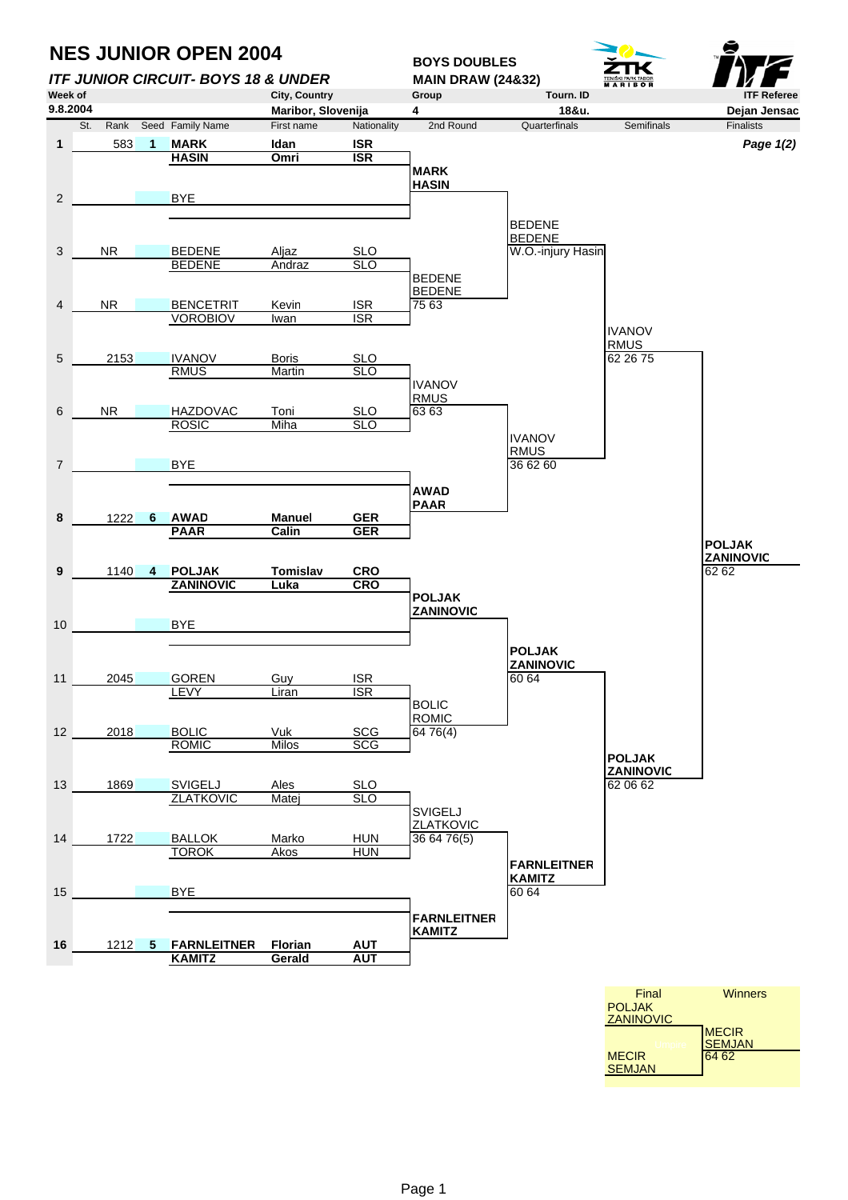# NES JUNIOR OPEN 2004

***ITF JUNIOR CIRCUIT- BOYS 18 & UNDER***

**BOYS DOUBLES**
**MAIN DRAW (24&32)**

| Week of | City, Country | Group | Tourn. ID | ITF Referee |
|---|---|---|---|---|
| 9.8.2004 | Maribor, Slovenija | 4 | 18&u. | Dejan Jensac |

***Page 1(2)***

| St. | Rank | Seed | Family Name | First name | Nationality |
|---|---|---|---|---|---|
| **1** | 583 | **1** | **MARK** / **HASIN** | **Idan** / **Omri** | **ISR** / **ISR** |
| 2 | | | BYE | | |
| 3 | NR | | BEDENE / BEDENE | Aljaz / Andraz | SLO / SLO |
| 4 | NR | | BENCETRIT / VOROBIOV | Kevin / Iwan | ISR / ISR |
| 5 | 2153 | | IVANOV / RMUS | Boris / Martin | SLO / SLO |
| 6 | NR | | HAZDOVAC / ROSIC | Toni / Miha | SLO / SLO |
| 7 | | | BYE | | |
| **8** | 1222 | **6** | **AWAD** / **PAAR** | **Manuel** / **Calin** | **GER** / **GER** |
| **9** | 1140 | **4** | **POLJAK** / **ZANINOVIC** | **Tomislav** / **Luka** | **CRO** / **CRO** |
| 10 | | | BYE | | |
| 11 | 2045 | | GOREN / LEVY | Guy / Liran | ISR / ISR |
| 12 | 2018 | | BOLIC / ROMIC | Vuk / Milos | SCG / SCG |
| 13 | 1869 | | SVIGELJ / ZLATKOVIC | Ales / Matej | SLO / SLO |
| 14 | 1722 | | BALLOK / TOROK | Marko / Akos | HUN / HUN |
| 15 | | | BYE | | |
| **16** | 1212 | **5** | **FARNLEITNER** / **KAMITZ** | **Florian** / **Gerald** | **AUT** / **AUT** |

**2nd Round**

- **MARK / HASIN**
- BEDENE / BEDENE 75 63
- IVANOV / RMUS 63 63
- **AWAD / PAAR**
- **POLJAK / ZANINOVIC**
- BOLIC / ROMIC 64 76(4)
- SVIGELJ / ZLATKOVIC 36 64 76(5)
- **FARNLEITNER / KAMITZ**

**Quarterfinals**

- BEDENE / BEDENE W.O.-injury Hasin
- IVANOV / RMUS 36 62 60
- **POLJAK / ZANINOVIC** 60 64
- **FARNLEITNER / KAMITZ** 60 64

**Semifinals**

- IVANOV / RMUS 62 26 75
- **POLJAK / ZANINOVIC** 62 06 62

**Finalists**

- **POLJAK / ZANINOVIC** 62 62

| Final | Winners |
|---|---|
| POLJAK / ZANINOVIC | |
| | MECIR / SEMJAN 64 62 |
| MECIR / SEMJAN | |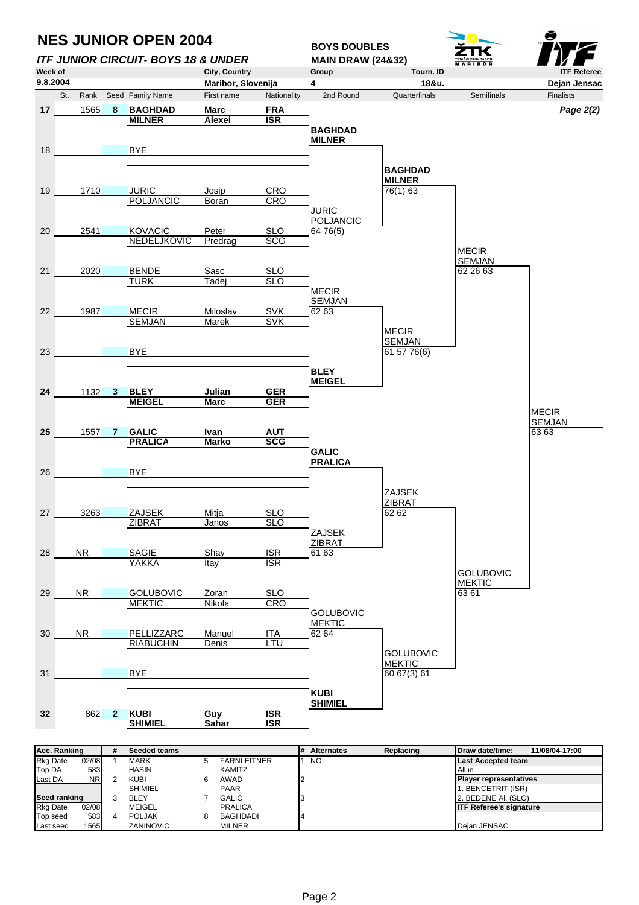# NES JUNIOR OPEN 2004

***ITF JUNIOR CIRCUIT- BOYS 18 & UNDER***

**BOYS DOUBLES**
**MAIN DRAW (24&32)**

| Week of | City, Country | Group | Tourn. ID | ITF Referee |
|---|---|---|---|---|
| 9.8.2004 | Maribor, Slovenija | 4 | 18&u. | Dejan Jensac |

***Page 2(2)***

| St. | Rank | Seed | Family Name | First name | Nationality | 2nd Round | Quarterfinals | Semifinals | Finalists |
|---|---|---|---|---|---|---|---|---|---|
| **17** | 1565 | **8** | **BAGHDAD** / **MILNER** | **Marc** / **Alexei** | **FRA** / **ISR** | | | | |
| | | | | | | **BAGHDAD MILNER** | | | |
| 18 | | | BYE | | | | | | |
| | | | | | | | **BAGHDAD MILNER** 76(1) 63 | | |
| 19 | 1710 | | JURIC / POLJANCIC | Josip / Boran | CRO / CRO | | | | |
| | | | | | | JURIC POLJANCIC 64 76(5) | | | |
| 20 | 2541 | | KOVACIC / NEDELJKOVIC | Peter / Predrag | SLO / SCG | | | | |
| | | | | | | | | MECIR SEMJAN 62 26 63 | |
| 21 | 2020 | | BENDE / TURK | Saso / Tadej | SLO / SLO | | | | |
| | | | | | | MECIR SEMJAN 62 63 | | | |
| 22 | 1987 | | MECIR / SEMJAN | Miloslav / Marek | SVK / SVK | | | | |
| | | | | | | | MECIR SEMJAN 61 57 76(6) | | |
| 23 | | | BYE | | | | | | |
| | | | | | | **BLEY MEIGEL** | | | |
| **24** | 1132 | **3** | **BLEY** / **MEIGEL** | **Julian** / **Marc** | **GER** / **GER** | | | | |
| | | | | | | | | | MECIR SEMJAN 63 63 |
| **25** | 1557 | **7** | **GALIC** / **PRALICA** | **Ivan** / **Marko** | **AUT** / **SCG** | | | | |
| | | | | | | **GALIC PRALICA** | | | |
| 26 | | | BYE | | | | | | |
| | | | | | | | ZAJSEK ZIBRAT 62 62 | | |
| 27 | 3263 | | ZAJSEK / ZIBRAT | Mitja / Janos | SLO / SLO | | | | |
| | | | | | | ZAJSEK ZIBRAT 61 63 | | | |
| 28 | NR | | SAGIE / YAKKA | Shay / Itay | ISR / ISR | | | | |
| | | | | | | | | GOLUBOVIC MEKTIC 63 61 | |
| 29 | NR | | GOLUBOVIC / MEKTIC | Zoran / Nikola | SLO / CRO | | | | |
| | | | | | | GOLUBOVIC MEKTIC 62 64 | | | |
| 30 | NR | | PELLIZZARO / RIABUCHIN | Manuel / Denis | ITA / LTU | | | | |
| | | | | | | | GOLUBOVIC MEKTIC 60 67(3) 61 | | |
| 31 | | | BYE | | | | | | |
| | | | | | | **KUBI SHIMIEL** | | | |
| **32** | 862 | **2** | **KUBI** / **SHIMIEL** | **Guy** / **Sahar** | **ISR** / **ISR** | | | | |

| Acc. Ranking | | # | Seeded teams | # | | # Alternates | Replacing | Draw date/time: | 11/08/04-17:00 |
|---|---|---|---|---|---|---|---|---|---|
| Rkg Date | 02/08 | 1 | MARK | 5 | FARNLEITNER | 1 NO | | **Last Accepted team** | |
| Top DA | 583 | | HASIN | | KAMITZ | | | All in | |
| Last DA | NR | 2 | KUBI | 6 | AWAD | 2 | | **Player representatives** | |
| | | | SHIMIEL | | PAAR | | | 1. BENCETRIT (ISR) | |
| **Seed ranking** | | 3 | BLEY | 7 | GALIC | 3 | | 2. BEDENE Al. (SLO) | |
| Rkg Date | 02/08 | | MEIGEL | | PRALICA | | | **ITF Referee's signature** | |
| Top seed | 583 | 4 | POLJAK | 8 | BAGHDADI | 4 | | | |
| Last seed | 1565 | | ZANINOVIC | | MILNER | | | Dejan JENSAC | |